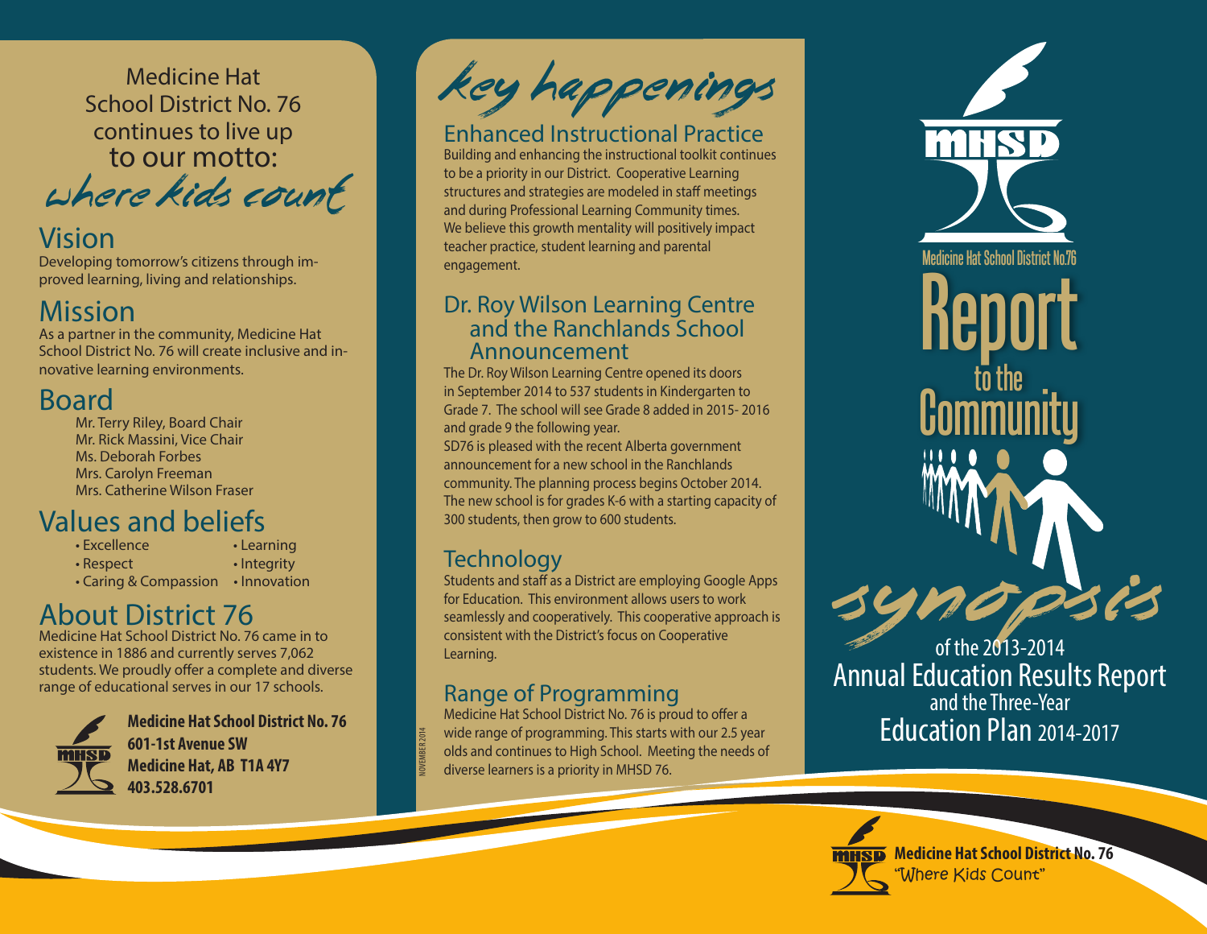Medicine Hat School District No. 76 continues to live up to our motto:

*where kids count*

## Vision

Developing tomorrow's citizens through improved learning, living and relationships.

## Mission

As a partner in the community, Medicine Hat School District No. 76 will create inclusive and innovative learning environments.

## Board

Mr. Terry Riley, Board Chair
Mr. Rick Massini, Vice Chair
Ms. Deborah Forbes
Mrs. Carolyn Freeman
Mrs. Catherine Wilson Fraser

## Values and beliefs

- Excellence
- Respect
- Caring & Compassion
- Learning
- Integrity
- Innovation

## About District 76

Medicine Hat School District No. 76 came in to existence in 1886 and currently serves 7,062 students. We proudly offer a complete and diverse range of educational serves in our 17 schools.

**Medicine Hat School District No. 76**
**601-1st Avenue SW**
**Medicine Hat, AB T1A 4Y7**
**403.528.6701**

# *key happenings*

## Enhanced Instructional Practice

Building and enhancing the instructional toolkit continues to be a priority in our District. Cooperative Learning structures and strategies are modeled in staff meetings and during Professional Learning Community times. We believe this growth mentality will positively impact teacher practice, student learning and parental engagement.

## Dr. Roy Wilson Learning Centre and the Ranchlands School Announcement

The Dr. Roy Wilson Learning Centre opened its doors in September 2014 to 537 students in Kindergarten to Grade 7. The school will see Grade 8 added in 2015- 2016 and grade 9 the following year.

SD76 is pleased with the recent Alberta government announcement for a new school in the Ranchlands community. The planning process begins October 2014. The new school is for grades K-6 with a starting capacity of 300 students, then grow to 600 students.

## Technology

Students and staff as a District are employing Google Apps for Education. This environment allows users to work seamlessly and cooperatively. This cooperative approach is consistent with the District's focus on Cooperative Learning.

## Range of Programming

Medicine Hat School District No. 76 is proud to offer a wide range of programming. This starts with our 2.5 year olds and continues to High School. Meeting the needs of diverse learners is a priority in MHSD 76.

NOVEMBER 2014

MHSD

Medicine Hat School District No.76

# Report to the Community

*synopsis*

of the 2013-2014
Annual Education Results Report
and the Three-Year
Education Plan 2014-2017

**Medicine Hat School District No. 76**
*"Where Kids Count"*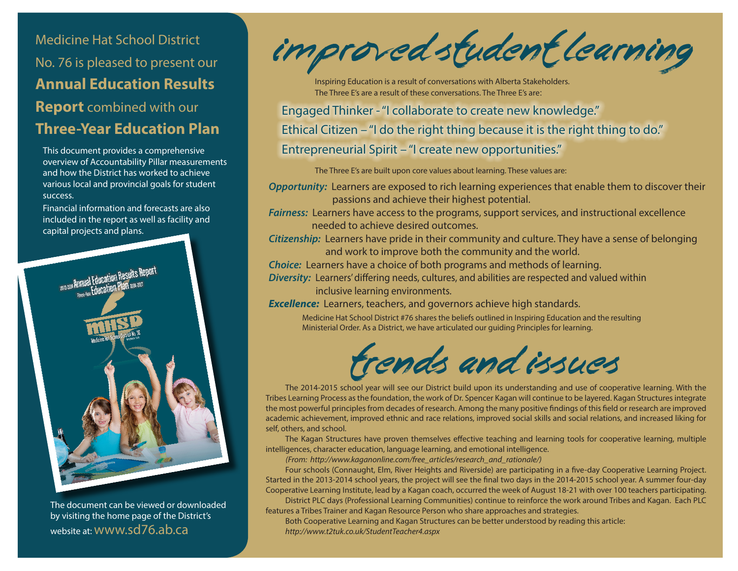Medicine Hat School District No. 76 is pleased to present our **Annual Education Results Report** combined with our **Three-Year Education Plan**

This document provides a comprehensive overview of Accountability Pillar measurements and how the District has worked to achieve various local and provincial goals for student success.

Financial information and forecasts are also included in the report as well as facility and capital projects and plans.

The document can be viewed or downloaded by visiting the home page of the District's website at: www.sd76.ab.ca

# improved student learning

Inspiring Education is a result of conversations with Alberta Stakeholders. The Three E's are a result of these conversations. The Three E's are:

Engaged Thinker - "I collaborate to create new knowledge."

Ethical Citizen – "I do the right thing because it is the right thing to do."

Entrepreneurial Spirit – "I create new opportunities."

The Three E's are built upon core values about learning. These values are:

***Opportunity:*** Learners are exposed to rich learning experiences that enable them to discover their passions and achieve their highest potential.

***Fairness:*** Learners have access to the programs, support services, and instructional excellence needed to achieve desired outcomes.

***Citizenship:*** Learners have pride in their community and culture. They have a sense of belonging and work to improve both the community and the world.

***Choice:*** Learners have a choice of both programs and methods of learning.

***Diversity:*** Learners' differing needs, cultures, and abilities are respected and valued within inclusive learning environments.

***Excellence:*** Learners, teachers, and governors achieve high standards.

Medicine Hat School District #76 shares the beliefs outlined in Inspiring Education and the resulting Ministerial Order. As a District, we have articulated our guiding Principles for learning.

# trends and issues

The 2014-2015 school year will see our District build upon its understanding and use of cooperative learning. With the Tribes Learning Process as the foundation, the work of Dr. Spencer Kagan will continue to be layered. Kagan Structures integrate the most powerful principles from decades of research. Among the many positive findings of this field or research are improved academic achievement, improved ethnic and race relations, improved social skills and social relations, and increased liking for self, others, and school.

The Kagan Structures have proven themselves effective teaching and learning tools for cooperative learning, multiple intelligences, character education, language learning, and emotional intelligence.

*(From: http://www.kaganonline.com/free_articles/research_and_rationale/)*

Four schools (Connaught, Elm, River Heights and Riverside) are participating in a five-day Cooperative Learning Project. Started in the 2013-2014 school years, the project will see the final two days in the 2014-2015 school year. A summer four-day Cooperative Learning Institute, lead by a Kagan coach, occurred the week of August 18-21 with over 100 teachers participating.

District PLC days (Professional Learning Communities) continue to reinforce the work around Tribes and Kagan. Each PLC features a Tribes Trainer and Kagan Resource Person who share approaches and strategies.

Both Cooperative Learning and Kagan Structures can be better understood by reading this article: *http://www.t2tuk.co.uk/StudentTeacher4.aspx*